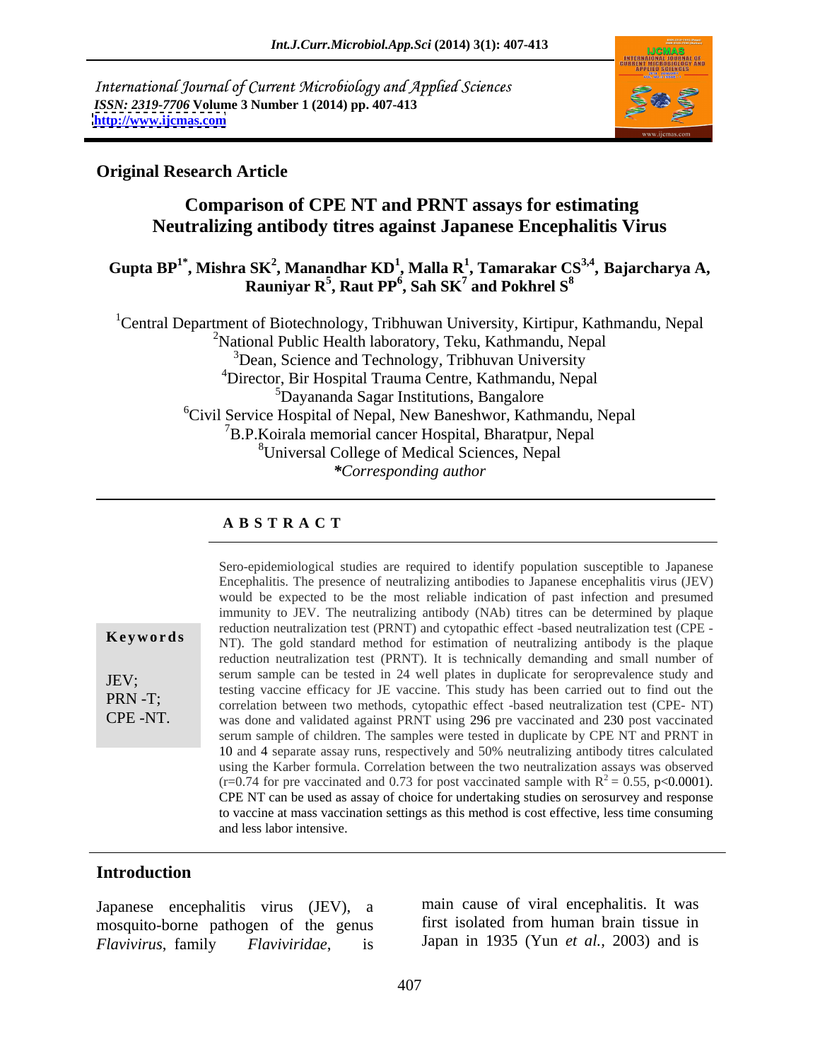International Journal of Current Microbiology and Applied Sciences
*ISSN: 2319-7706* **Volume 3 Number 1 (2014) pp. 407-413**
**http://www.ijcmas.com**

**Original Research Article**

# Comparison of CPE NT and PRNT assays for estimating Neutralizing antibody titres against Japanese Encephalitis Virus

**Gupta BP[1*], Mishra SK[2], Manandhar KD[1], Malla R[1], Tamarakar CS[3,4], Bajarcharya A, Rauniyar R[5], Raut PP[6], Sah SK[7] and Pokhrel S[8]**

[1]Central Department of Biotechnology, Tribhuvan University, Kirtipur, Kathmandu, Nepal
[2]National Public Health laboratory, Teku, Kathmandu, Nepal
[3]Dean, Science and Technology, Tribhuvan University
[4]Director, Bir Hospital Trauma Centre, Kathmandu, Nepal
[5]Dayananda Sagar Institutions, Bangalore
[6]Civil Service Hospital of Nepal, New Baneshwor, Kathmandu, Nepal
[7]B.P.Koirala memorial cancer Hospital, Bharatpur, Nepal
[8]Universal College of Medical Sciences, Nepal
*\*Corresponding author*

## A B S T R A C T

**Keywords**

JEV;
PRN -T;
CPE -NT.

Sero-epidemiological studies are required to identify population susceptible to Japanese Encephalitis. The presence of neutralizing antibodies to Japanese encephalitis virus (JEV) would be expected to be the most reliable indication of past infection and presumed immunity to JEV. The neutralizing antibody (NAb) titres can be determined by plaque reduction neutralization test (PRNT) and cytopathic effect -based neutralization test (CPE - NT). The gold standard method for estimation of neutralizing antibody is the plaque reduction neutralization test (PRNT). It is technically demanding and small number of serum sample can be tested in 24 well plates in duplicate for seroprevalence study and testing vaccine efficacy for JE vaccine. This study has been carried out to find out the correlation between two methods, cytopathic effect -based neutralization test (CPE- NT) was done and validated against PRNT using 296 pre vaccinated and 230 post vaccinated serum sample of children. The samples were tested in duplicate by CPE NT and PRNT in 10 and 4 separate assay runs, respectively and 50% neutralizing antibody titres calculated using the Karber formula. Correlation between the two neutralization assays was observed ($r=0.74$ for pre vaccinated and 0.73 for post vaccinated sample with $R^2 = 0.55$, $p<0.0001$). CPE NT can be used as assay of choice for undertaking studies on serosurvey and response to vaccine at mass vaccination settings as this method is cost effective, less time consuming and less labor intensive.

## Introduction

Japanese encephalitis virus (JEV), a mosquito-borne pathogen of the genus *Flavivirus*, family *Flaviviridae*, is main cause of viral encephalitis. It was first isolated from human brain tissue in Japan in 1935 (Yun *et al.,* 2003) and is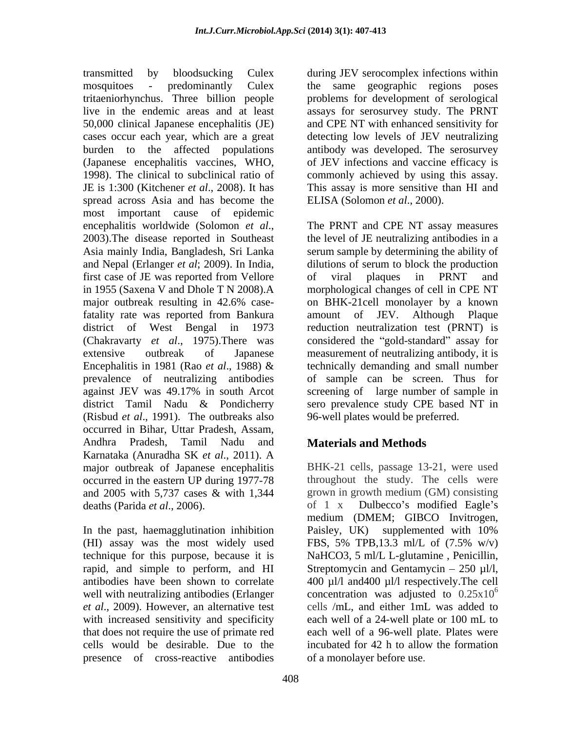transmitted by bloodsucking Culex mosquitoes - predominantly Culex tritaeniorhynchus. Three billion people live in the endemic areas and at least 50,000 clinical Japanese encephalitis (JE) cases occur each year, which are a great burden to the affected populations (Japanese encephalitis vaccines, WHO, 1998). The clinical to subclinical ratio of JE is 1:300 (Kitchener *et al*., 2008). It has spread across Asia and has become the most important cause of epidemic encephalitis worldwide (Solomon *et al*., 2003).The disease reported in Southeast Asia mainly India, Bangladesh, Sri Lanka and Nepal (Erlanger *et al*; 2009). In India, first case of JE was reported from Vellore in 1955 (Saxena V and Dhole T N 2008).A major outbreak resulting in 42.6% case-fatality rate was reported from Bankura district of West Bengal in 1973 (Chakravarty *et al*., 1975).There was extensive outbreak of Japanese Encephalitis in 1981 (Rao *et al*., 1988) & prevalence of neutralizing antibodies against JEV was 49.17% in south Arcot district Tamil Nadu & Pondicherry (Risbud *et al*., 1991). The outbreaks also occurred in Bihar, Uttar Pradesh, Assam, Andhra Pradesh, Tamil Nadu and Karnataka (Anuradha SK *et al*., 2011). A major outbreak of Japanese encephalitis occurred in the eastern UP during 1977-78 and 2005 with 5,737 cases & with 1,344 deaths (Parida *et al*., 2006).

In the past, haemagglutination inhibition (HI) assay was the most widely used technique for this purpose, because it is rapid, and simple to perform, and HI antibodies have been shown to correlate well with neutralizing antibodies (Erlanger *et al*., 2009). However, an alternative test with increased sensitivity and specificity that does not require the use of primate red cells would be desirable. Due to the presence of cross-reactive antibodies during JEV serocomplex infections within the same geographic regions poses problems for development of serological assays for serosurvey study. The PRNT and CPE NT with enhanced sensitivity for detecting low levels of JEV neutralizing antibody was developed. The serosurvey of JEV infections and vaccine efficacy is commonly achieved by using this assay. This assay is more sensitive than HI and ELISA (Solomon *et al*., 2000).

The PRNT and CPE NT assay measures the level of JE neutralizing antibodies in a serum sample by determining the ability of dilutions of serum to block the production of viral plaques in PRNT and morphological changes of cell in CPE NT on BHK-21cell monolayer by a known amount of JEV. Although Plaque reduction neutralization test (PRNT) is considered the "gold-standard" assay for measurement of neutralizing antibody, it is technically demanding and small number of sample can be screen. Thus for screening of large number of sample in sero prevalence study CPE based NT in 96-well plates would be preferred.

## Materials and Methods

BHK-21 cells, passage 13-21, were used throughout the study. The cells were grown in growth medium (GM) consisting of 1 x Dulbecco's modified Eagle's medium (DMEM; GIBCO Invitrogen, Paisley, UK) supplemented with 10% FBS, 5% TPB,13.3 ml/L of (7.5% w/v) $NaHCO_3$, 5 ml/L L-glutamine , Penicillin, Streptomycin and Gentamycin – 250 µl/l, 400 µl/l and400 µl/l respectively.The cell concentration was adjusted to $0.25 \times 10^6$ cells /mL, and either 1mL was added to each well of a 24-well plate or 100 mL to each well of a 96-well plate. Plates were incubated for 42 h to allow the formation of a monolayer before use.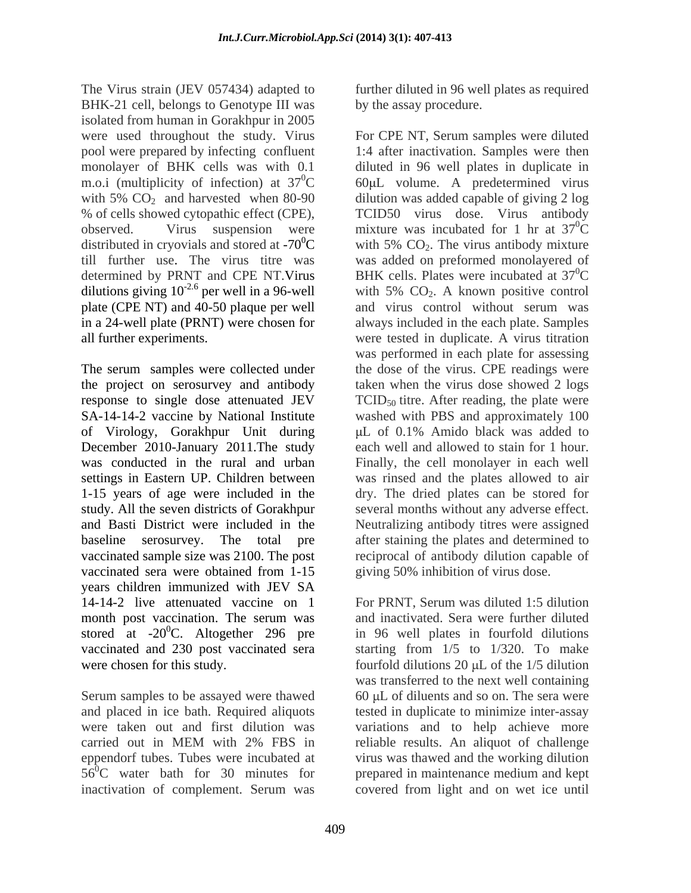The Virus strain (JEV 057434) adapted to BHK-21 cell, belongs to Gorotype III was isolated from human in Gorakhpur in 2005 were used throughout the study. Virus pool were prepared by infecting confluent monolayer of BHK cells was with 0.1 m.o.i (multiplicity of infection) at $37^0$C with 5% $CO_2$ and harvested when 80-90 % of cells showed cytopathic effect (CPE), observed. Virus suspension were distributed in cryovials and stored at -$70^0$C till further use. The virus titre was determined by PRNT and CPE NT.Virus dilutions giving $10^{-2.6}$ per well in a 96-well plate (CPE NT) and 40-50 plaque per well in a 24-well plate (PRNT) were chosen for all further experiments.

The serum samples were collected under the project on serosurvey and antibody response to single dose attenuated JEV SA-14-14-2 vaccine by National Institute of Virology, Gorakhpur Unit during December 2010-January 2011.The study was conducted in the rural and urban settings in Eastern UP. Children between 1-15 years of age were included in the study. All the seven districts of Gorakhpur and Basti District were included in the baseline serosurvey. The total pre vaccinated sample size was 2100. The post vaccinated sera were obtained from 1-15 years children immunized with JEV SA 14-14-2 live attenuated vaccine on 1 month post vaccination. The serum was stored at -$20^0$C. Altogether 296 pre vaccinated and 230 post vaccinated sera were chosen for this study.

Serum samples to be assayed were thawed and placed in ice bath. Required aliquots were taken out and first dilution was carried out in MEM with 2% FBS in eppendorf tubes. Tubes were incubated at $56^0$C water bath for 30 minutes for inactivation of complement. Serum was further diluted in 96 well plates as required by the assay procedure.

For CPE NT, Serum samples were diluted 1:4 after inactivation. Samples were then diluted in 96 well plates in duplicate in 60μL volume. A predetermined virus dilution was added capable of giving 2 log TCID50 virus dose. Virus antibody mixture was incubated for 1 hr at $37^0$C with 5% $CO_2$. The virus antibody mixture was added on preformed monolayered of BHK cells. Plates were incubated at $37^0$C with 5% $CO_2$. A known positive control and virus control without serum was always included in the each plate. Samples were tested in duplicate. A virus titration was performed in each plate for assessing the dose of the virus. CPE readings were taken when the virus dose showed 2 logs $TCID_{50}$ titre. After reading, the plate were washed with PBS and approximately 100 μL of 0.1% Amido black was added to each well and allowed to stain for 1 hour. Finally, the cell monolayer in each well was rinsed and the plates allowed to air dry. The dried plates can be stored for several months without any adverse effect. Neutralizing antibody titres were assigned after staining the plates and determined to reciprocal of antibody dilution capable of giving 50% inhibition of virus dose.

For PRNT, Serum was diluted 1:5 dilution and inactivated. Sera were further diluted in 96 well plates in fourfold dilutions starting from 1/5 to 1/320. To make fourfold dilutions 20 μL of the 1/5 dilution was transferred to the next well containing 60 μL of diluents and so on. The sera were tested in duplicate to minimize inter-assay variations and to help achieve more reliable results. An aliquot of challenge virus was thawed and the working dilution prepared in maintenance medium and kept covered from light and on wet ice until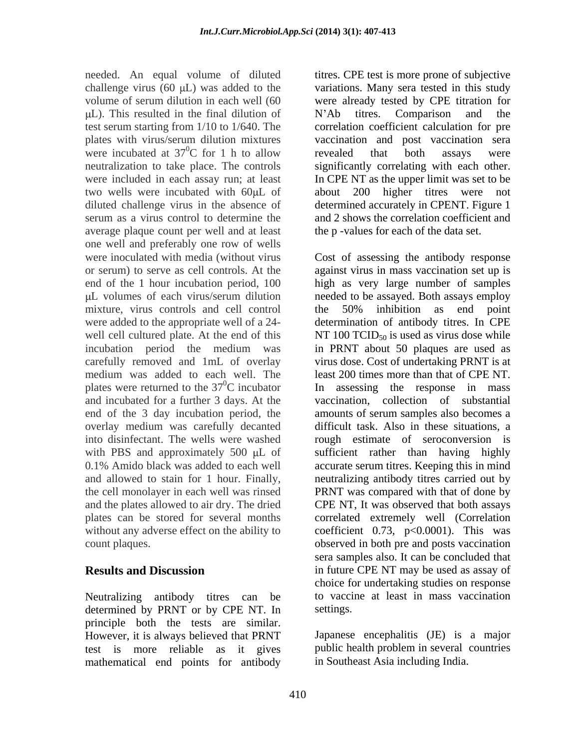needed. An equal volume of diluted challenge virus (60 μL) was added to the volume of serum dilution in each well (60 μL). This resulted in the final dilution of test serum starting from 1/10 to 1/640. The plates with virus/serum dilution mixtures were incubated at $37^0$C for 1 h to allow neutralization to take place. The controls were included in each assay run; at least two wells were incubated with 60μL of diluted challenge virus in the absence of serum as a virus control to determine the average plaque count per well and at least one well and preferably one row of wells were inoculated with media (without virus or serum) to serve as cell controls. At the end of the 1 hour incubation period, 100 μL volumes of each virus/serum dilution mixture, virus controls and cell control were added to the appropriate well of a 24-well cell cultured plate. At the end of this incubation period the medium was carefully removed and 1mL of overlay medium was added to each well. The plates were returned to the $37^0$C incubator and incubated for a further 3 days. At the end of the 3 day incubation period, the overlay medium was carefully decanted into disinfectant. The wells were washed with PBS and approximately 500 μL of 0.1% Amido black was added to each well and allowed to stain for 1 hour. Finally, the cell monolayer in each well was rinsed and the plates allowed to air dry. The dried plates can be stored for several months without any adverse effect on the ability to count plaques.

## Results and Discussion

Neutralizing antibody titres can be determined by PRNT or by CPE NT. In principle both the tests are similar. However, it is always believed that PRNT test is more reliable as it gives mathematical end points for antibody titres. CPE test is more prone of subjective variations. Many sera tested in this study were already tested by CPE titration for N'Ab titres. Comparison and the correlation coefficient calculation for pre vaccination and post vaccination sera revealed that both assays were significantly correlating with each other. In CPE NT as the upper limit was set to be about 200 higher titres were not determined accurately in CPENT. Figure 1 and 2 shows the correlation coefficient and the p -values for each of the data set.

Cost of assessing the antibody response against virus in mass vaccination set up is high as very large number of samples needed to be assayed. Both assays employ the 50% inhibition as end point determination of antibody titres. In CPE NT 100 $TCID_{50}$ is used as virus dose while in PRNT about 50 plaques are used as virus dose. Cost of undertaking PRNT is at least 200 times more than that of CPE NT. In assessing the response in mass vaccination, collection of substantial amounts of serum samples also becomes a difficult task. Also in these situations, a rough estimate of seroconversion is sufficient rather than having highly accurate serum titres. Keeping this in mind neutralizing antibody titres carried out by PRNT was compared with that of done by CPE NT, It was observed that both assays correlated extremely well (Correlation coefficient 0.73, $p<0.0001$). This was observed in both pre and posts vaccination sera samples also. It can be concluded that in future CPE NT may be used as assay of choice for undertaking studies on response to vaccine at least in mass vaccination settings.

Japanese encephalitis (JE) is a major public health problem in several countries in Southeast Asia including India.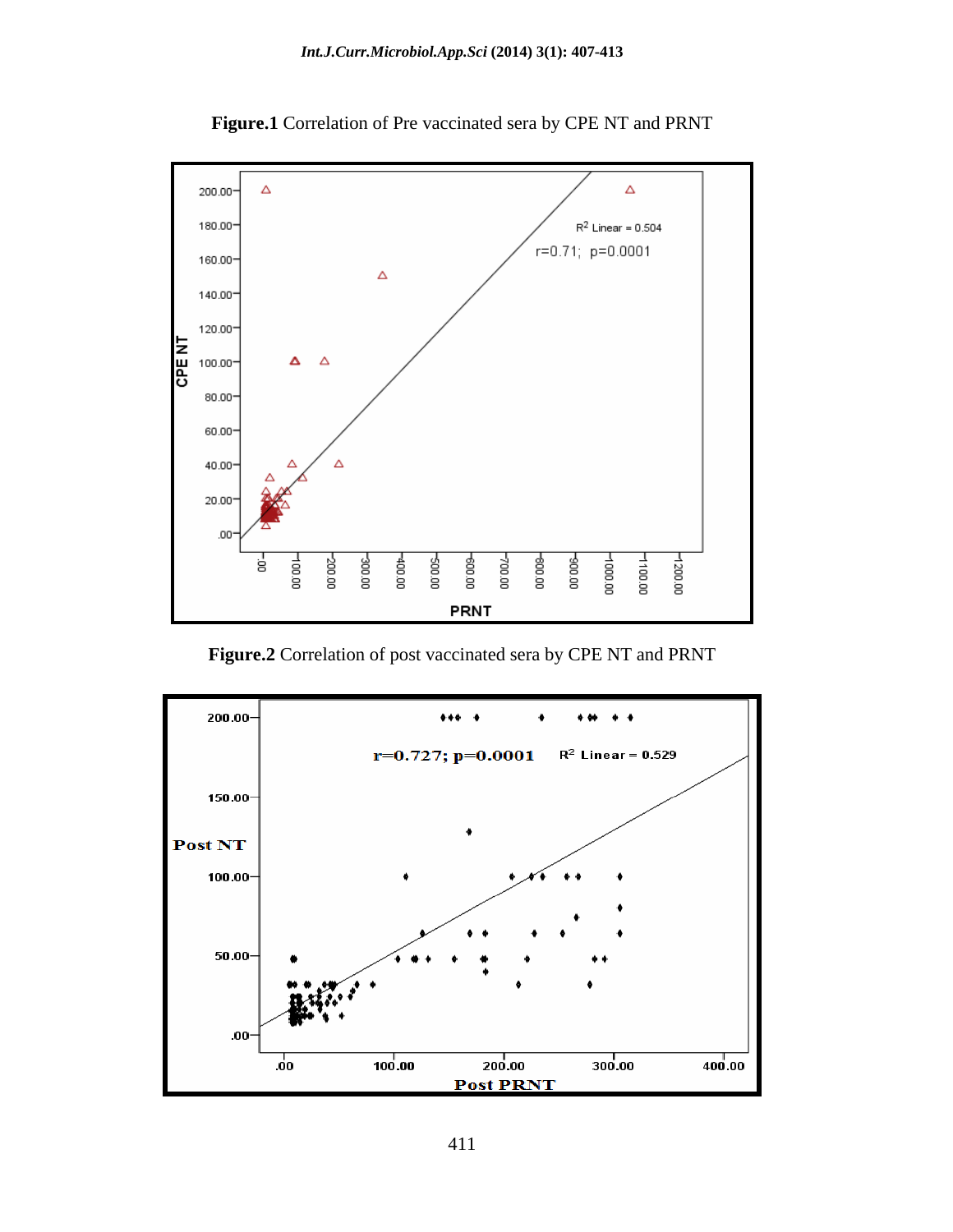**Figure.1** Correlation of Pre vaccinated sera by CPE NT and PRNT

CPE NT

200.00
180.00
160.00
140.00
120.00
100.00
80.00
60.00
40.00
20.00
.00

$R^2$ Linear = 0.504

r=0.71; p=0.0001

.00
100.00
200.00
300.00
400.00
500.00
600.00
700.00
800.00
900.00
1000.00
1100.00
1200.00

PRNT

**Figure.2** Correlation of post vaccinated sera by CPE NT and PRNT

Post NT

200.00
150.00
100.00
50.00
.00

r=0.727; p=0.0001

$R^2$ Linear = 0.529

.00
100.00
200.00
300.00
400.00

Post PRNT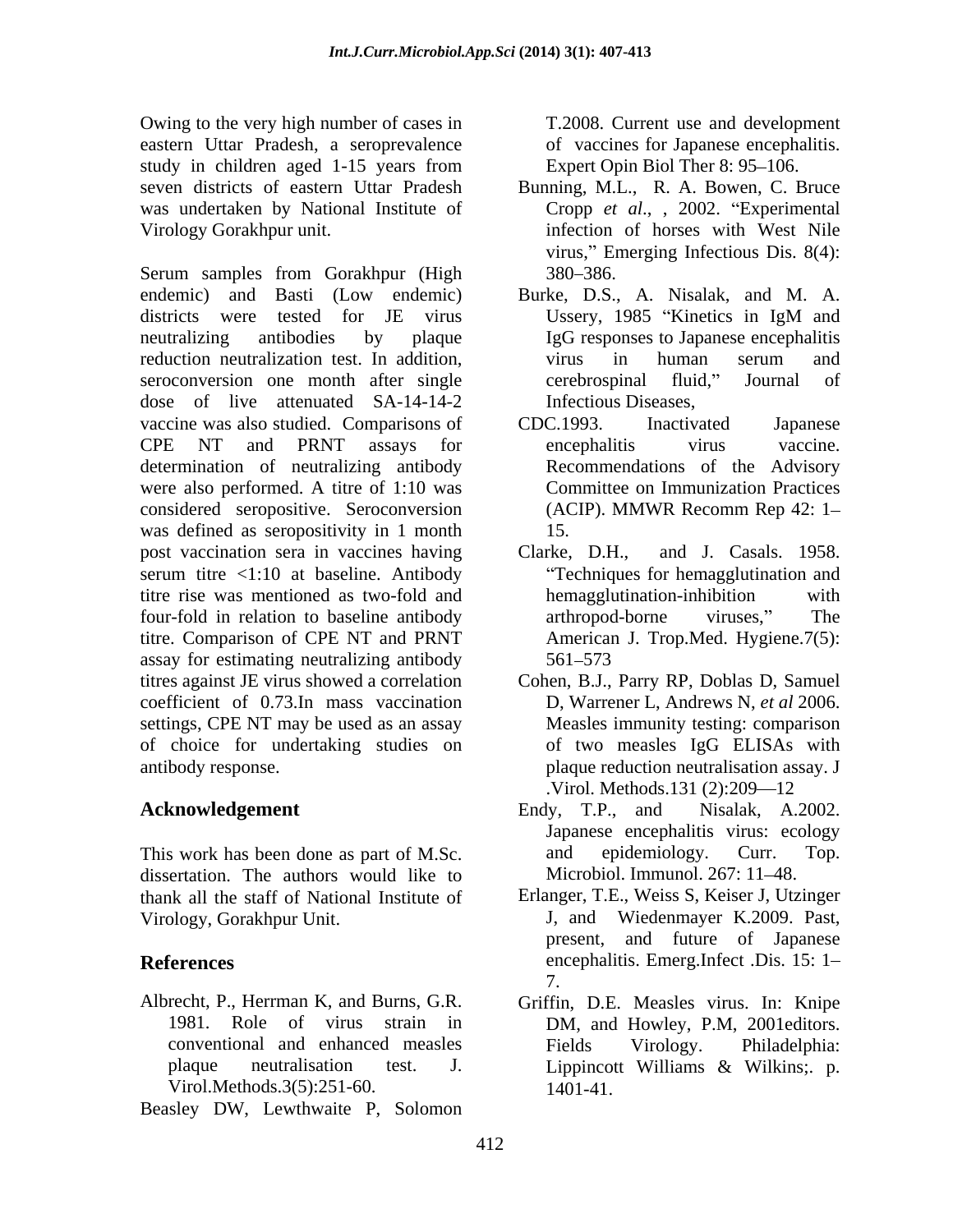Owing to the very high number of cases in eastern Uttar Pradesh, a seroprevalence study in children aged 1-15 years from seven districts of eastern Uttar Pradesh was undertaken by National Institute of Virology Gorakhpur unit.

Serum samples from Gorakhpur (High endemic) and Basti (Low endemic) districts were tested for JE virus neutralizing antibodies by plaque reduction neutralization test. In addition, seroconversion one month after single dose of live attenuated SA-14-14-2 vaccine was also studied. Comparisons of CPE NT and PRNT assays for determination of neutralizing antibody were also performed. A titre of 1:10 was considered seropositive. Seroconversion was defined as seropositivity in 1 month post vaccination sera in vaccines having serum titre <1:10 at baseline. Antibody titre rise was mentioned as two-fold and four-fold in relation to baseline antibody titre. Comparison of CPE NT and PRNT assay for estimating neutralizing antibody titres against JE virus showed a correlation coefficient of 0.73.In mass vaccination settings, CPE NT may be used as an assay of choice for undertaking studies on antibody response.

## Acknowledgement

This work has been done as part of M.Sc. dissertation. The authors would like to thank all the staff of National Institute of Virology, Gorakhpur Unit.

## References

Albrecht, P., Herrman K, and Burns, G.R. 1981. Role of virus strain in conventional and enhanced measles plaque neutralisation test. J. Virol.Methods.3(5):251-60.

Beasley DW, Lewthwaite P, Solomon T.2008. Current use and development of vaccines for Japanese encephalitis. Expert Opin Biol Ther 8: 95–106.

Bunning, M.L., R. A. Bowen, C. Bruce Cropp *et al*., , 2002. "Experimental infection of horses with West Nile virus," Emerging Infectious Dis. 8(4): 380–386.

Burke, D.S., A. Nisalak, and M. A. Ussery, 1985 "Kinetics in IgM and IgG responses to Japanese encephalitis virus in human serum and cerebrospinal fluid," Journal of Infectious Diseases,

CDC.1993. Inactivated Japanese encephalitis virus vaccine. Recommendations of the Advisory Committee on Immunization Practices (ACIP). MMWR Recomm Rep 42: 1–15.

Clarke, D.H., and J. Casals. 1958. "Techniques for hemagglutination and hemagglutination-inhibition with arthropod-borne viruses," The American J. Trop.Med. Hygiene.7(5): 561–573

Cohen, B.J., Parry RP, Doblas D, Samuel D, Warrener L, Andrews N, *et al* 2006. Measles immunity testing: comparison of two measles IgG ELISAs with plaque reduction neutralisation assay. J .Virol. Methods.131 (2):209—12

Endy, T.P., and Nisalak, A.2002. Japanese encephalitis virus: ecology and epidemiology. Curr. Top. Microbiol. Immunol. 267: 11–48.

Erlanger, T.E., Weiss S, Keiser J, Utzinger J, and Wiedenmayer K.2009. Past, present, and future of Japanese encephalitis. Emerg.Infect .Dis. 15: 1–7.

Griffin, D.E. Measles virus. In: Knipe DM, and Howley, P.M, 2001editors. Fields Virology. Philadelphia: Lippincott Williams & Wilkins;. p. 1401-41.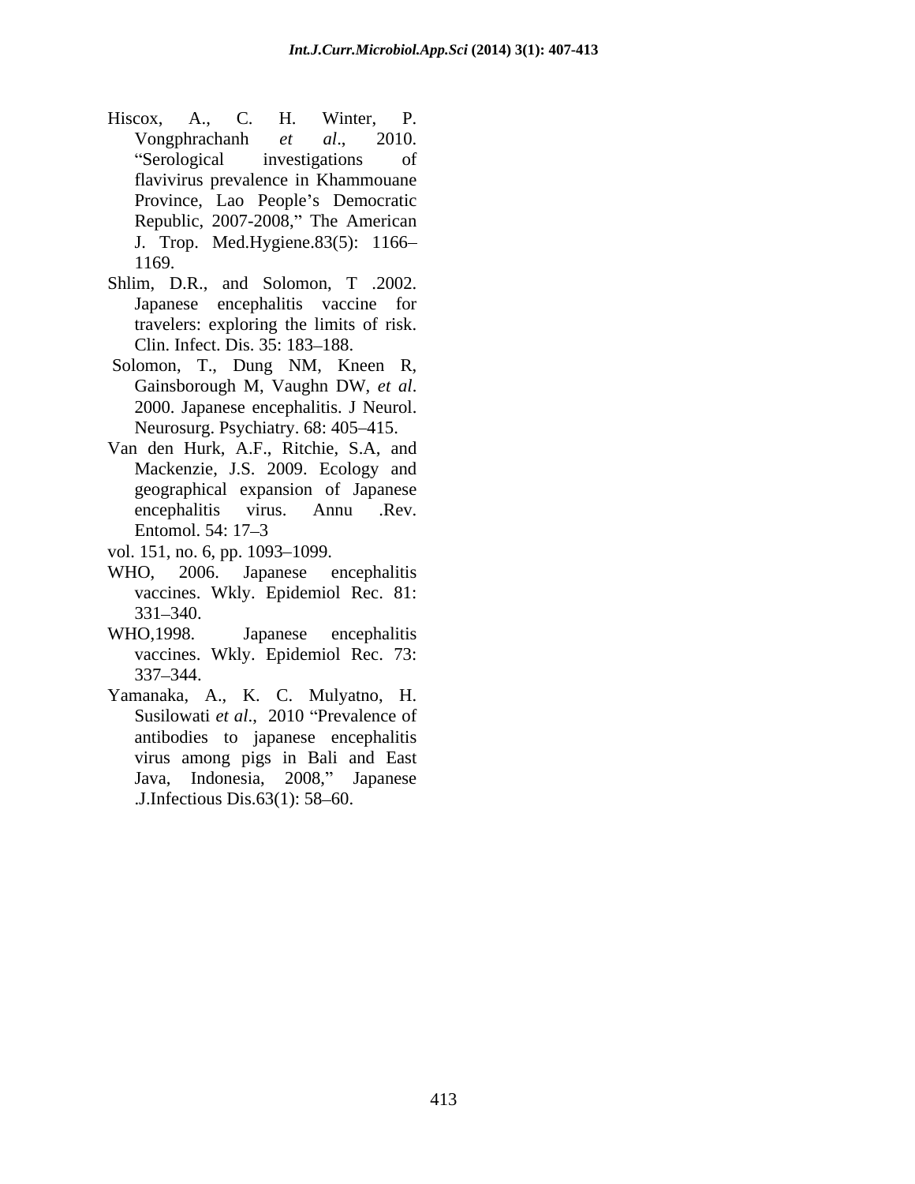Hiscox, A., C. H. Winter, P. Vongphrachanh *et al*., 2010. "Serological investigations of flavivirus prevalence in Khammouane Province, Lao People's Democratic Republic, 2007-2008," The American J. Trop. Med.Hygiene.83(5): 1166–1169.

Shlim, D.R., and Solomon, T .2002. Japanese encephalitis vaccine for travelers: exploring the limits of risk. Clin. Infect. Dis. 35: 183–188.

Solomon, T., Dung NM, Kneen R, Gainsborough M, Vaughn DW, *et al*. 2000. Japanese encephalitis. J Neurol. Neurosurg. Psychiatry. 68: 405–415.

Van den Hurk, A.F., Ritchie, S.A, and Mackenzie, J.S. 2009. Ecology and geographical expansion of Japanese encephalitis virus. Annu .Rev. Entomol. 54: 17–3

vol. 151, no. 6, pp. 1093–1099.

WHO, 2006. Japanese encephalitis vaccines. Wkly. Epidemiol Rec. 81: 331–340.

WHO,1998. Japanese encephalitis vaccines. Wkly. Epidemiol Rec. 73: 337–344.

Yamanaka, A., K. C. Mulyatno, H. Susilowati *et al*., 2010 "Prevalence of antibodies to japanese encephalitis virus among pigs in Bali and East Java, Indonesia, 2008," Japanese .J.Infectious Dis.63(1): 58–60.